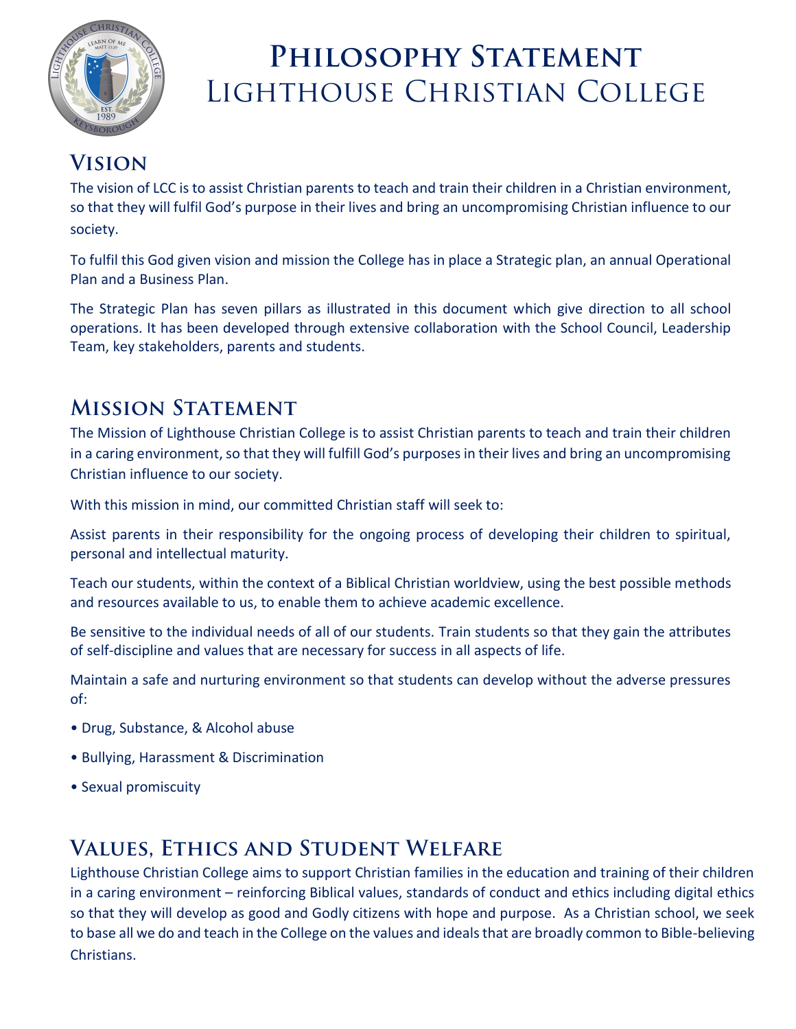# Philosophy Statement
# Lighthouse Christian College

## Vision

The vision of LCC is to assist Christian parents to teach and train their children in a Christian environment, so that they will fulfil God's purpose in their lives and bring an uncompromising Christian influence to our society.

To fulfil this God given vision and mission the College has in place a Strategic plan, an annual Operational Plan and a Business Plan.

The Strategic Plan has seven pillars as illustrated in this document which give direction to all school operations. It has been developed through extensive collaboration with the School Council, Leadership Team, key stakeholders, parents and students.

## Mission Statement

The Mission of Lighthouse Christian College is to assist Christian parents to teach and train their children in a caring environment, so that they will fulfill God's purposes in their lives and bring an uncompromising Christian influence to our society.

With this mission in mind, our committed Christian staff will seek to:

Assist parents in their responsibility for the ongoing process of developing their children to spiritual, personal and intellectual maturity.

Teach our students, within the context of a Biblical Christian worldview, using the best possible methods and resources available to us, to enable them to achieve academic excellence.

Be sensitive to the individual needs of all of our students. Train students so that they gain the attributes of self-discipline and values that are necessary for success in all aspects of life.

Maintain a safe and nurturing environment so that students can develop without the adverse pressures of:

- Drug, Substance, & Alcohol abuse
- Bullying, Harassment & Discrimination
- Sexual promiscuity

## Values, Ethics and Student Welfare

Lighthouse Christian College aims to support Christian families in the education and training of their children in a caring environment – reinforcing Biblical values, standards of conduct and ethics including digital ethics so that they will develop as good and Godly citizens with hope and purpose. As a Christian school, we seek to base all we do and teach in the College on the values and ideals that are broadly common to Bible-believing Christians.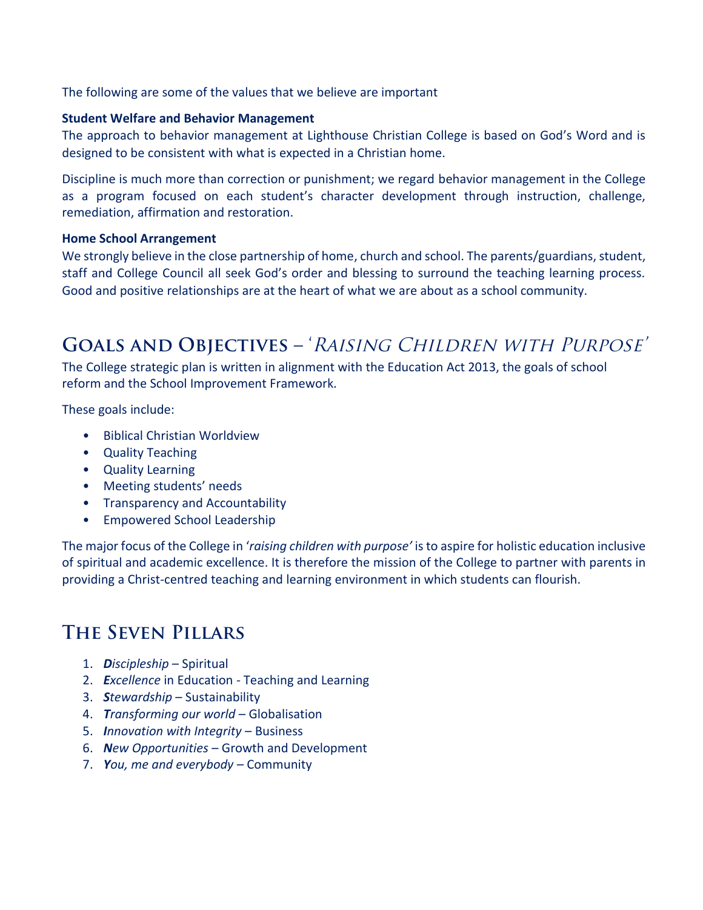The following are some of the values that we believe are important

**Student Welfare and Behavior Management**

The approach to behavior management at Lighthouse Christian College is based on God's Word and is designed to be consistent with what is expected in a Christian home.

Discipline is much more than correction or punishment; we regard behavior management in the College as a program focused on each student's character development through instruction, challenge, remediation, affirmation and restoration.

**Home School Arrangement**

We strongly believe in the close partnership of home, church and school. The parents/guardians, student, staff and College Council all seek God's order and blessing to surround the teaching learning process. Good and positive relationships are at the heart of what we are about as a school community.

## Goals and Objectives – '*Raising Children with Purpose*'

The College strategic plan is written in alignment with the Education Act 2013, the goals of school reform and the School Improvement Framework.

These goals include:

- Biblical Christian Worldview
- Quality Teaching
- Quality Learning
- Meeting students' needs
- Transparency and Accountability
- Empowered School Leadership

The major focus of the College in '*raising children with purpose'* is to aspire for holistic education inclusive of spiritual and academic excellence. It is therefore the mission of the College to partner with parents in providing a Christ-centred teaching and learning environment in which students can flourish.

## The Seven Pillars

1. ***D****iscipleship* – Spiritual
2. ***E****xcellence* in Education - Teaching and Learning
3. ***S****tewardship* – Sustainability
4. ***T****ransforming our world* – Globalisation
5. ***I****nnovation with Integrity* – Business
6. ***N****ew Opportunities* – Growth and Development
7. ***Y****ou, me and everybody* – Community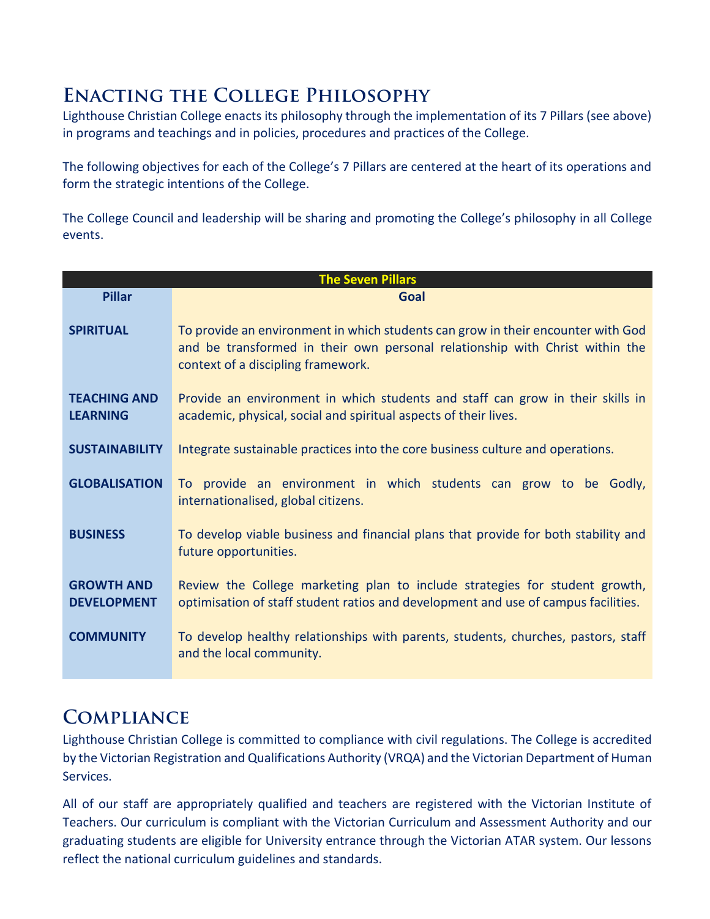## Enacting the College Philosophy

Lighthouse Christian College enacts its philosophy through the implementation of its 7 Pillars (see above) in programs and teachings and in policies, procedures and practices of the College.

The following objectives for each of the College's 7 Pillars are centered at the heart of its operations and form the strategic intentions of the College.

The College Council and leadership will be sharing and promoting the College's philosophy in all College events.

| The Seven Pillars | |
|---|---|
| **Pillar** | **Goal** |
| **SPIRITUAL** | To provide an environment in which students can grow in their encounter with God and be transformed in their own personal relationship with Christ within the context of a discipling framework. |
| **TEACHING AND LEARNING** | Provide an environment in which students and staff can grow in their skills in academic, physical, social and spiritual aspects of their lives. |
| **SUSTAINABILITY** | Integrate sustainable practices into the core business culture and operations. |
| **GLOBALISATION** | To provide an environment in which students can grow to be Godly, internationalised, global citizens. |
| **BUSINESS** | To develop viable business and financial plans that provide for both stability and future opportunities. |
| **GROWTH AND DEVELOPMENT** | Review the College marketing plan to include strategies for student growth, optimisation of staff student ratios and development and use of campus facilities. |
| **COMMUNITY** | To develop healthy relationships with parents, students, churches, pastors, staff and the local community. |

## Compliance

Lighthouse Christian College is committed to compliance with civil regulations. The College is accredited by the Victorian Registration and Qualifications Authority (VRQA) and the Victorian Department of Human Services.

All of our staff are appropriately qualified and teachers are registered with the Victorian Institute of Teachers. Our curriculum is compliant with the Victorian Curriculum and Assessment Authority and our graduating students are eligible for University entrance through the Victorian ATAR system. Our lessons reflect the national curriculum guidelines and standards.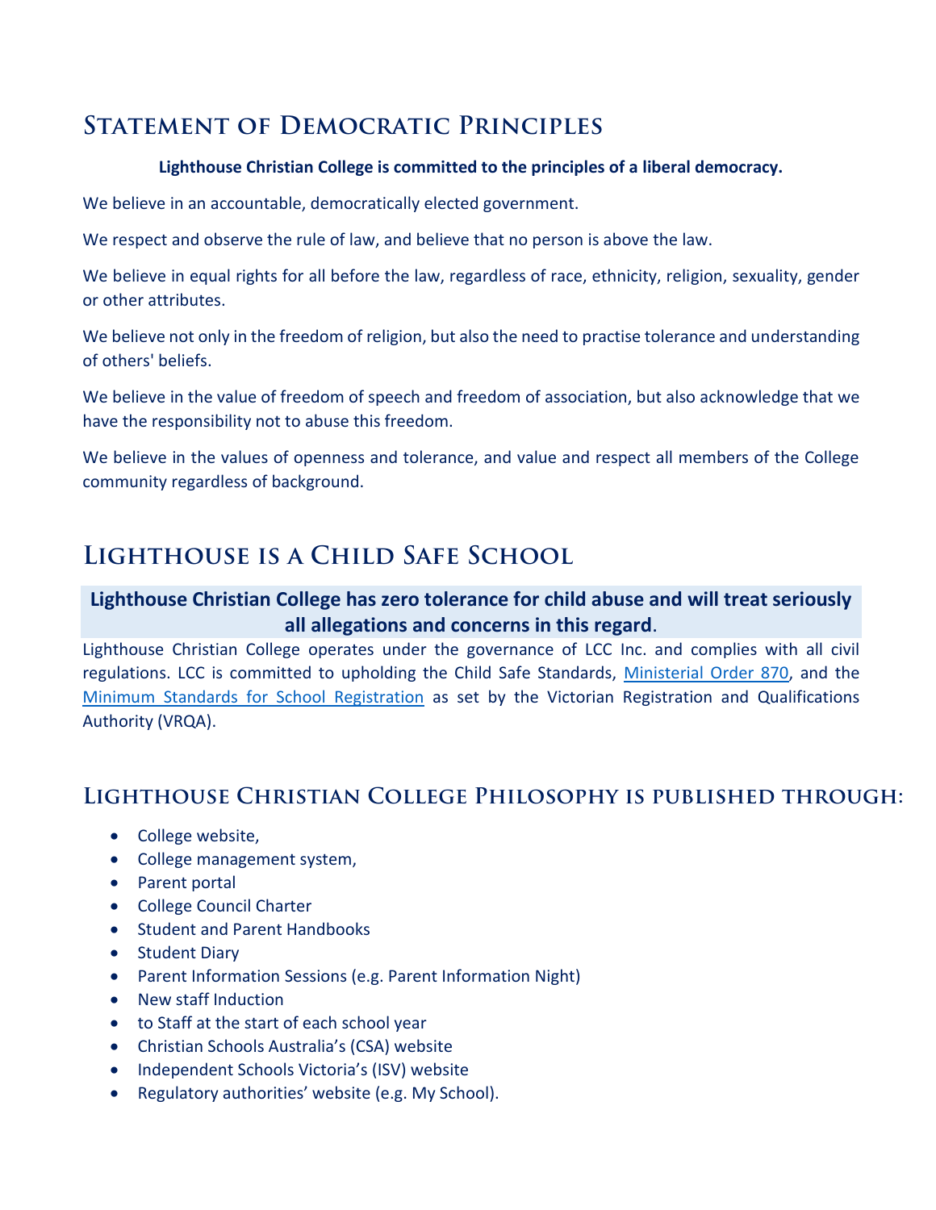## Statement of Democratic Principles

**Lighthouse Christian College is committed to the principles of a liberal democracy.**

We believe in an accountable, democratically elected government.

We respect and observe the rule of law, and believe that no person is above the law.

We believe in equal rights for all before the law, regardless of race, ethnicity, religion, sexuality, gender or other attributes.

We believe not only in the freedom of religion, but also the need to practise tolerance and understanding of others' beliefs.

We believe in the value of freedom of speech and freedom of association, but also acknowledge that we have the responsibility not to abuse this freedom.

We believe in the values of openness and tolerance, and value and respect all members of the College community regardless of background.

## Lighthouse is a Child Safe School

**Lighthouse Christian College has zero tolerance for child abuse and will treat seriously all allegations and concerns in this regard**.

Lighthouse Christian College operates under the governance of LCC Inc. and complies with all civil regulations. LCC is committed to upholding the Child Safe Standards, Ministerial Order 870, and the Minimum Standards for School Registration as set by the Victorian Registration and Qualifications Authority (VRQA).

### Lighthouse Christian College Philosophy is published through:

- College website,
- College management system,
- Parent portal
- College Council Charter
- Student and Parent Handbooks
- Student Diary
- Parent Information Sessions (e.g. Parent Information Night)
- New staff Induction
- to Staff at the start of each school year
- Christian Schools Australia's (CSA) website
- Independent Schools Victoria's (ISV) website
- Regulatory authorities' website (e.g. My School).